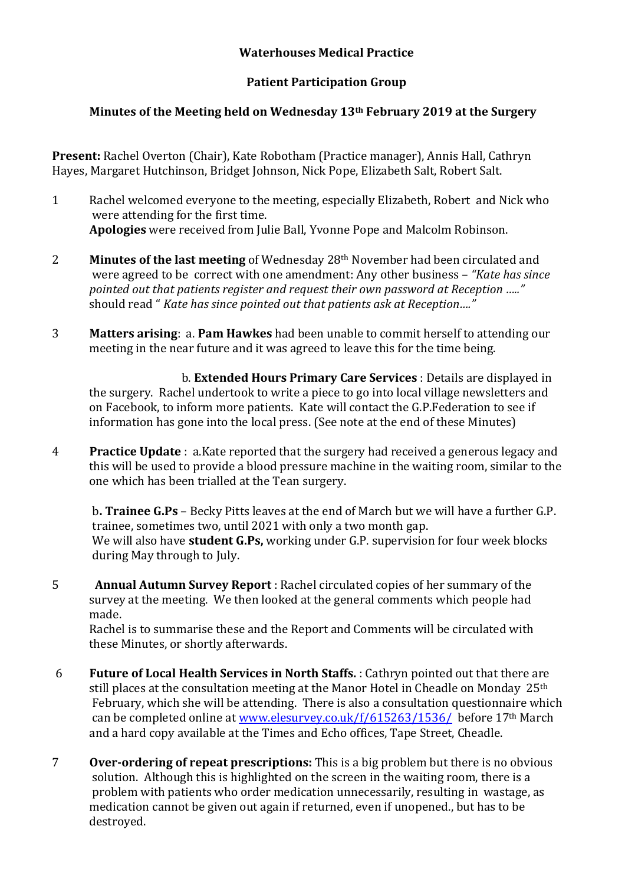**Waterhouses Medical Practice**

**Patient Participation Group**

**Minutes of the Meeting held on Wednesday 13th February 2019 at the Surgery**

**Present:** Rachel Overton (Chair), Kate Robotham (Practice manager), Annis Hall, Cathryn Hayes, Margaret Hutchinson, Bridget Johnson, Nick Pope, Elizabeth Salt, Robert Salt.

1. Rachel welcomed everyone to the meeting, especially Elizabeth, Robert and Nick who were attending for the first time.
   **Apologies** were received from Julie Ball, Yvonne Pope and Malcolm Robinson.

2. **Minutes of the last meeting** of Wednesday 28th November had been circulated and were agreed to be correct with one amendment: Any other business – *"Kate has since pointed out that patients register and request their own password at Reception ….."* should read " *Kate has since pointed out that patients ask at Reception…."*

3. **Matters arising**: a. **Pam Hawkes** had been unable to commit herself to attending our meeting in the near future and it was agreed to leave this for the time being.

   b. **Extended Hours Primary Care Services** : Details are displayed in the surgery. Rachel undertook to write a piece to go into local village newsletters and on Facebook, to inform more patients. Kate will contact the G.P.Federation to see if information has gone into the local press. (See note at the end of these Minutes)

4. **Practice Update** : a.Kate reported that the surgery had received a generous legacy and this will be used to provide a blood pressure machine in the waiting room, similar to the one which has been trialled at the Tean surgery.

   b**. Trainee G.Ps** – Becky Pitts leaves at the end of March but we will have a further G.P. trainee, sometimes two, until 2021 with only a two month gap.
   We will also have **student G.Ps,** working under G.P. supervision for four week blocks during May through to July.

5. **Annual Autumn Survey Report** : Rachel circulated copies of her summary of the survey at the meeting. We then looked at the general comments which people had made.
   Rachel is to summarise these and the Report and Comments will be circulated with these Minutes, or shortly afterwards.

6. **Future of Local Health Services in North Staffs.** : Cathryn pointed out that there are still places at the consultation meeting at the Manor Hotel in Cheadle on Monday 25th February, which she will be attending. There is also a consultation questionnaire which can be completed online at [www.elesurvey.co.uk/f/615263/1536/](www.elesurvey.co.uk/f/615263/1536/) before 17th March and a hard copy available at the Times and Echo offices, Tape Street, Cheadle.

7. **Over-ordering of repeat prescriptions:** This is a big problem but there is no obvious solution. Although this is highlighted on the screen in the waiting room, there is a problem with patients who order medication unnecessarily, resulting in wastage, as medication cannot be given out again if returned, even if unopened., but has to be destroyed.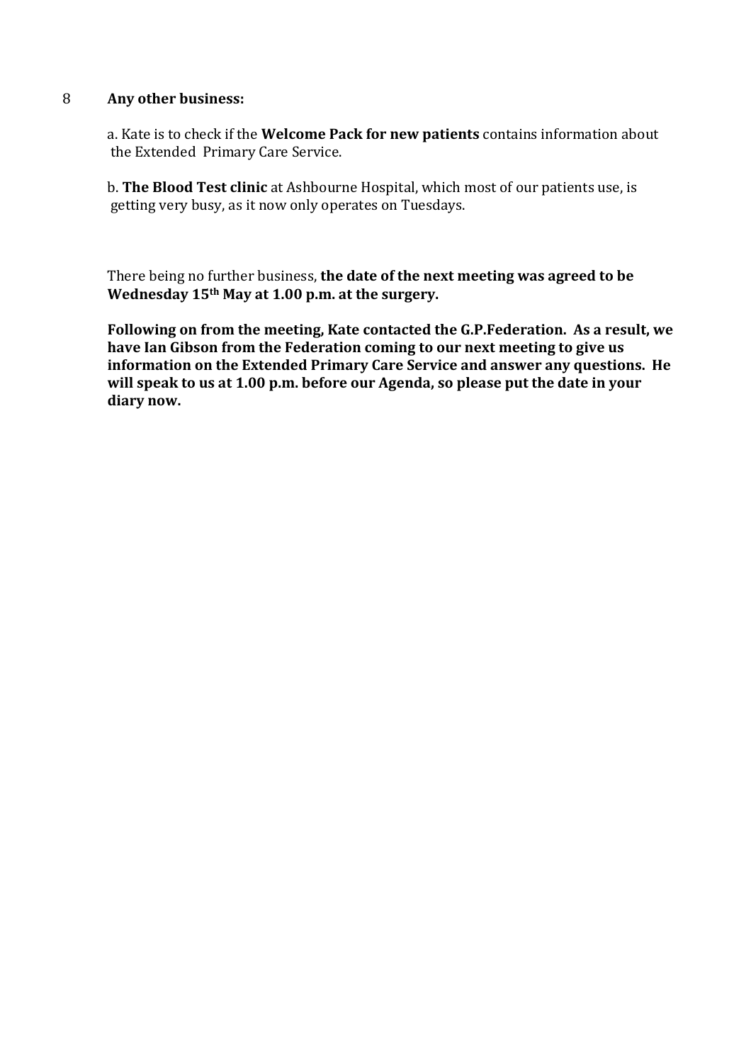8 **Any other business:**

a. Kate is to check if the **Welcome Pack for new patients** contains information about the Extended Primary Care Service.

b. **The Blood Test clinic** at Ashbourne Hospital, which most of our patients use, is getting very busy, as it now only operates on Tuesdays.

There being no further business, **the date of the next meeting was agreed to be Wednesday 15th May at 1.00 p.m. at the surgery.**

**Following on from the meeting, Kate contacted the G.P.Federation. As a result, we have Ian Gibson from the Federation coming to our next meeting to give us information on the Extended Primary Care Service and answer any questions. He will speak to us at 1.00 p.m. before our Agenda, so please put the date in your diary now.**